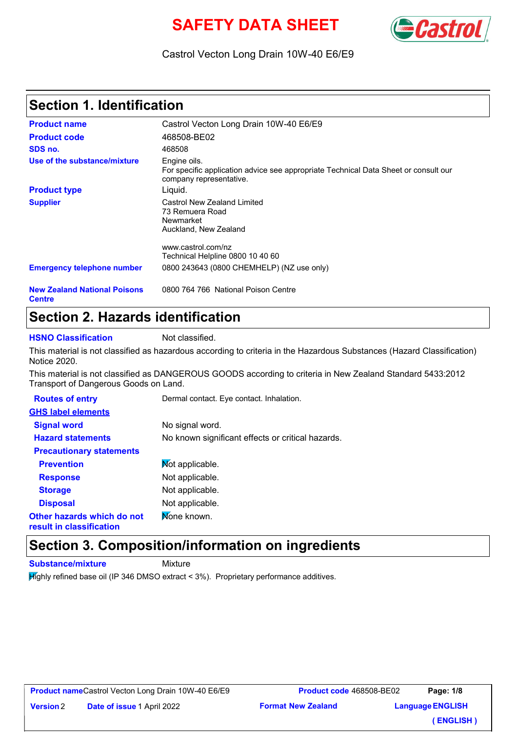# SAFETY DATA SHEET

Castrol Vecton Long Drain 10W-40 E6/E9

## Section 1. Identification

| | |
|---|---|
| **Product name** | Castrol Vecton Long Drain 10W-40 E6/E9 |
| **Product code** | 468508-BE02 |
| **SDS no.** | 468508 |
| **Use of the substance/mixture** | Engine oils. For specific application advice see appropriate Technical Data Sheet or consult our company representative. |
| **Product type** | Liquid. |
| **Supplier** | Castrol New Zealand Limited<br>73 Remuera Road<br>Newmarket<br>Auckland, New Zealand<br><br>www.castrol.com/nz<br>Technical Helpline 0800 10 40 60 |
| **Emergency telephone number** | 0800 243643 (0800 CHEMHELP) (NZ use only) |
| **New Zealand National Poisons Centre** | 0800 764 766 National Poison Centre |

## Section 2. Hazards identification

**HSNO Classification** Not classified.

This material is not classified as hazardous according to criteria in the Hazardous Substances (Hazard Classification) Notice 2020.

This material is not classified as DANGEROUS GOODS according to criteria in New Zealand Standard 5433:2012 Transport of Dangerous Goods on Land.

| | |
|---|---|
| **Routes of entry** | Dermal contact. Eye contact. Inhalation. |
| **GHS label elements** | |
| **Signal word** | No signal word. |
| **Hazard statements** | No known significant effects or critical hazards. |
| **Precautionary statements** | |
| **Prevention** | Not applicable. |
| **Response** | Not applicable. |
| **Storage** | Not applicable. |
| **Disposal** | Not applicable. |
| **Other hazards which do not result in classification** | None known. |

## Section 3. Composition/information on ingredients

**Substance/mixture** Mixture

Highly refined base oil (IP 346 DMSO extract < 3%). Proprietary performance additives.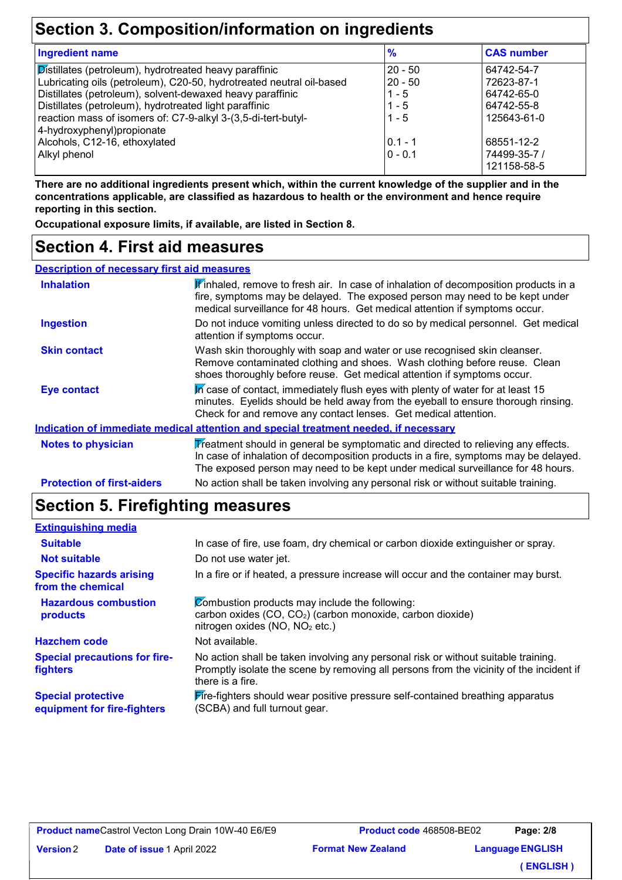## Section 3. Composition/information on ingredients

| Ingredient name | % | CAS number |
|---|---|---|
| Distillates (petroleum), hydrotreated heavy paraffinic | 20 - 50 | 64742-54-7 |
| Lubricating oils (petroleum), C20-50, hydrotreated neutral oil-based | 20 - 50 | 72623-87-1 |
| Distillates (petroleum), solvent-dewaxed heavy paraffinic | 1 - 5 | 64742-65-0 |
| Distillates (petroleum), hydrotreated light paraffinic | 1 - 5 | 64742-55-8 |
| reaction mass of isomers of: C7-9-alkyl 3-(3,5-di-tert-butyl-4-hydroxyphenyl)propionate | 1 - 5 | 125643-61-0 |
| Alcohols, C12-16, ethoxylated | 0.1 - 1 | 68551-12-2 |
| Alkyl phenol | 0 - 0.1 | 74499-35-7 / 121158-58-5 |

**There are no additional ingredients present which, within the current knowledge of the supplier and in the concentrations applicable, are classified as hazardous to health or the environment and hence require reporting in this section.**

**Occupational exposure limits, if available, are listed in Section 8.**

## Section 4. First aid measures

### Description of necessary first aid measures

**Inhalation**: If inhaled, remove to fresh air. In case of inhalation of decomposition products in a fire, symptoms may be delayed. The exposed person may need to be kept under medical surveillance for 48 hours. Get medical attention if symptoms occur.

**Ingestion**: Do not induce vomiting unless directed to do so by medical personnel. Get medical attention if symptoms occur.

**Skin contact**: Wash skin thoroughly with soap and water or use recognised skin cleanser. Remove contaminated clothing and shoes. Wash clothing before reuse. Clean shoes thoroughly before reuse. Get medical attention if symptoms occur.

**Eye contact**: In case of contact, immediately flush eyes with plenty of water for at least 15 minutes. Eyelids should be held away from the eyeball to ensure thorough rinsing. Check for and remove any contact lenses. Get medical attention.

### Indication of immediate medical attention and special treatment needed, if necessary

**Notes to physician**: Treatment should in general be symptomatic and directed to relieving any effects. In case of inhalation of decomposition products in a fire, symptoms may be delayed. The exposed person may need to be kept under medical surveillance for 48 hours.

**Protection of first-aiders**: No action shall be taken involving any personal risk or without suitable training.

## Section 5. Firefighting measures

### Extinguishing media

**Suitable**: In case of fire, use foam, dry chemical or carbon dioxide extinguisher or spray.

**Not suitable**: Do not use water jet.

**Specific hazards arising from the chemical**: In a fire or if heated, a pressure increase will occur and the container may burst.

**Hazardous combustion products**: Combustion products may include the following:
carbon oxides ($CO$, $CO_2$) (carbon monoxide, carbon dioxide)
nitrogen oxides ($NO$, $NO_2$ etc.)

**Hazchem code**: Not available.

**Special precautions for fire-fighters**: No action shall be taken involving any personal risk or without suitable training. Promptly isolate the scene by removing all persons from the vicinity of the incident if there is a fire.

**Special protective equipment for fire-fighters**: Fire-fighters should wear positive pressure self-contained breathing apparatus (SCBA) and full turnout gear.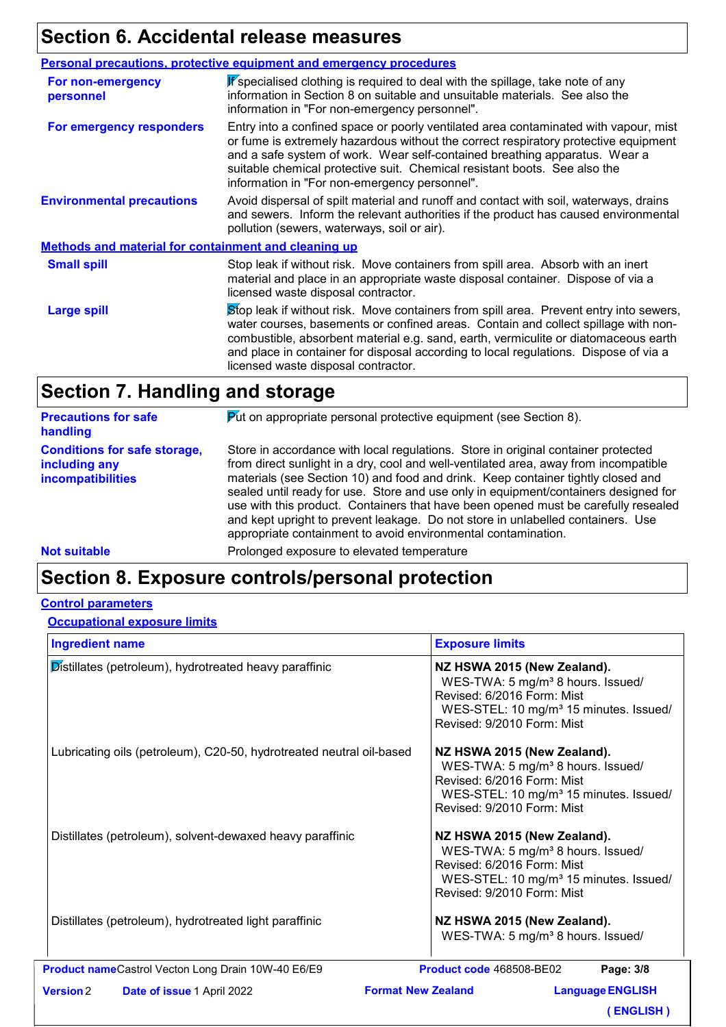## Section 6. Accidental release measures

### Personal precautions, protective equipment and emergency procedures

**For non-emergency personnel**

If specialised clothing is required to deal with the spillage, take note of any information in Section 8 on suitable and unsuitable materials. See also the information in "For non-emergency personnel".

**For emergency responders**

Entry into a confined space or poorly ventilated area contaminated with vapour, mist or fume is extremely hazardous without the correct respiratory protective equipment and a safe system of work. Wear self-contained breathing apparatus. Wear a suitable chemical protective suit. Chemical resistant boots. See also the information in "For non-emergency personnel".

**Environmental precautions**

Avoid dispersal of spilt material and runoff and contact with soil, waterways, drains and sewers. Inform the relevant authorities if the product has caused environmental pollution (sewers, waterways, soil or air).

### Methods and material for containment and cleaning up

**Small spill**

Stop leak if without risk. Move containers from spill area. Absorb with an inert material and place in an appropriate waste disposal container. Dispose of via a licensed waste disposal contractor.

**Large spill**

Stop leak if without risk. Move containers from spill area. Prevent entry into sewers, water courses, basements or confined areas. Contain and collect spillage with non-combustible, absorbent material e.g. sand, earth, vermiculite or diatomaceous earth and place in container for disposal according to local regulations. Dispose of via a licensed waste disposal contractor.

## Section 7. Handling and storage

**Precautions for safe handling**

Put on appropriate personal protective equipment (see Section 8).

**Conditions for safe storage, including any incompatibilities**

Store in accordance with local regulations. Store in original container protected from direct sunlight in a dry, cool and well-ventilated area, away from incompatible materials (see Section 10) and food and drink. Keep container tightly closed and sealed until ready for use. Store and use only in equipment/containers designed for use with this product. Containers that have been opened must be carefully resealed and kept upright to prevent leakage. Do not store in unlabelled containers. Use appropriate containment to avoid environmental contamination.

**Not suitable**

Prolonged exposure to elevated temperature

## Section 8. Exposure controls/personal protection

### Control parameters

#### Occupational exposure limits

| Ingredient name | Exposure limits |
| --- | --- |
| Distillates (petroleum), hydrotreated heavy paraffinic | **NZ HSWA 2015 (New Zealand).** WES-TWA: 5 mg/m³ 8 hours. Issued/Revised: 6/2016 Form: Mist WES-STEL: 10 mg/m³ 15 minutes. Issued/Revised: 9/2010 Form: Mist |
| Lubricating oils (petroleum), C20-50, hydrotreated neutral oil-based | **NZ HSWA 2015 (New Zealand).** WES-TWA: 5 mg/m³ 8 hours. Issued/Revised: 6/2016 Form: Mist WES-STEL: 10 mg/m³ 15 minutes. Issued/Revised: 9/2010 Form: Mist |
| Distillates (petroleum), solvent-dewaxed heavy paraffinic | **NZ HSWA 2015 (New Zealand).** WES-TWA: 5 mg/m³ 8 hours. Issued/Revised: 6/2016 Form: Mist WES-STEL: 10 mg/m³ 15 minutes. Issued/Revised: 9/2010 Form: Mist |
| Distillates (petroleum), hydrotreated light paraffinic | **NZ HSWA 2015 (New Zealand).** WES-TWA: 5 mg/m³ 8 hours. Issued/ |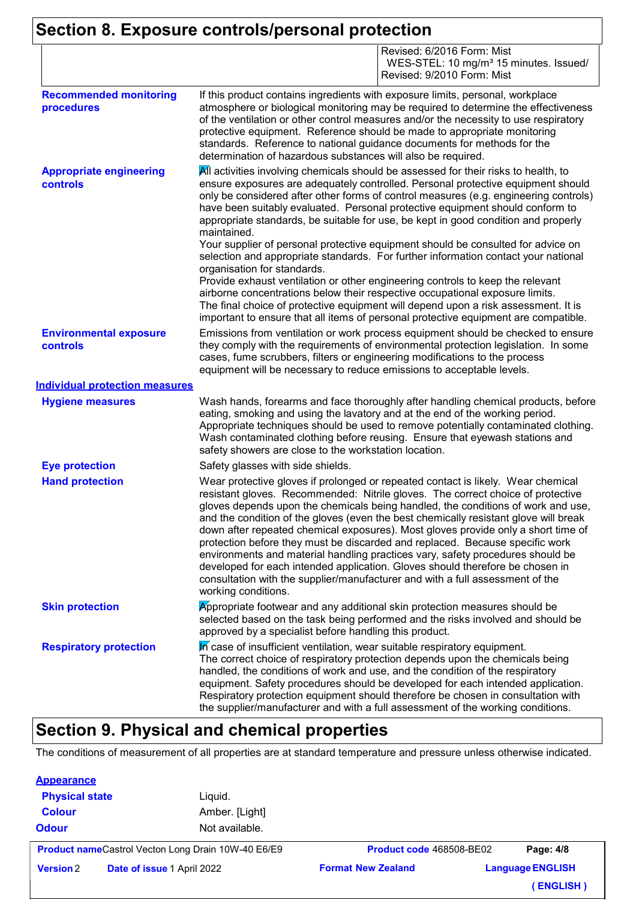## Section 8. Exposure controls/personal protection

| | |
|---|---|
| | Revised: 6/2016 Form: Mist<br>WES-STEL: 10 mg/m³ 15 minutes. Issued/ Revised: 9/2010 Form: Mist |

**Recommended monitoring procedures**

If this product contains ingredients with exposure limits, personal, workplace atmosphere or biological monitoring may be required to determine the effectiveness of the ventilation or other control measures and/or the necessity to use respiratory protective equipment. Reference should be made to appropriate monitoring standards. Reference to national guidance documents for methods for the determination of hazardous substances will also be required.

**Appropriate engineering controls**

All activities involving chemicals should be assessed for their risks to health, to ensure exposures are adequately controlled. Personal protective equipment should only be considered after other forms of control measures (e.g. engineering controls) have been suitably evaluated. Personal protective equipment should conform to appropriate standards, be suitable for use, be kept in good condition and properly maintained.
Your supplier of personal protective equipment should be consulted for advice on selection and appropriate standards. For further information contact your national organisation for standards.
Provide exhaust ventilation or other engineering controls to keep the relevant airborne concentrations below their respective occupational exposure limits.
The final choice of protective equipment will depend upon a risk assessment. It is important to ensure that all items of personal protective equipment are compatible.

**Environmental exposure controls**

Emissions from ventilation or work process equipment should be checked to ensure they comply with the requirements of environmental protection legislation. In some cases, fume scrubbers, filters or engineering modifications to the process equipment will be necessary to reduce emissions to acceptable levels.

### Individual protection measures

**Hygiene measures**

Wash hands, forearms and face thoroughly after handling chemical products, before eating, smoking and using the lavatory and at the end of the working period. Appropriate techniques should be used to remove potentially contaminated clothing. Wash contaminated clothing before reusing. Ensure that eyewash stations and safety showers are close to the workstation location.

**Eye protection**

Safety glasses with side shields.

**Hand protection**

Wear protective gloves if prolonged or repeated contact is likely. Wear chemical resistant gloves. Recommended: Nitrile gloves. The correct choice of protective gloves depends upon the chemicals being handled, the conditions of work and use, and the condition of the gloves (even the best chemically resistant glove will break down after repeated chemical exposures). Most gloves provide only a short time of protection before they must be discarded and replaced. Because specific work environments and material handling practices vary, safety procedures should be developed for each intended application. Gloves should therefore be chosen in consultation with the supplier/manufacturer and with a full assessment of the working conditions.

**Skin protection**

Appropriate footwear and any additional skin protection measures should be selected based on the task being performed and the risks involved and should be approved by a specialist before handling this product.

**Respiratory protection**

In case of insufficient ventilation, wear suitable respiratory equipment.
The correct choice of respiratory protection depends upon the chemicals being handled, the conditions of work and use, and the condition of the respiratory equipment. Safety procedures should be developed for each intended application. Respiratory protection equipment should therefore be chosen in consultation with the supplier/manufacturer and with a full assessment of the working conditions.

## Section 9. Physical and chemical properties

The conditions of measurement of all properties are at standard temperature and pressure unless otherwise indicated.

### Appearance

| | |
|---|---|
| **Physical state** | Liquid. |
| **Colour** | Amber. [Light] |
| **Odour** | Not available. |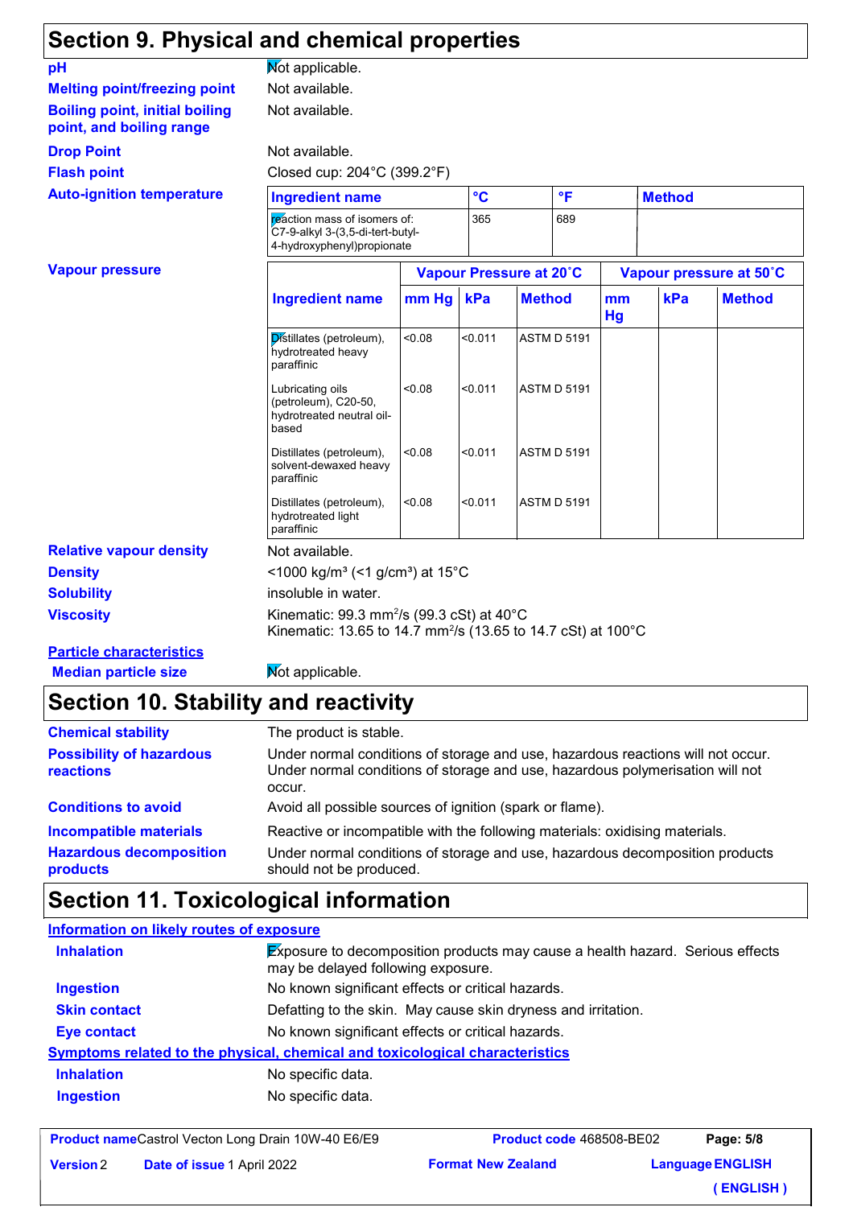## Section 9. Physical and chemical properties

**pH** Not applicable.

**Melting point/freezing point** Not available.

**Boiling point, initial boiling point, and boiling range** Not available.

**Drop Point** Not available.

**Flash point** Closed cup: 204°C (399.2°F)

**Auto-ignition temperature**

| Ingredient name | °C | °F | Method |
|---|---|---|---|
| reaction mass of isomers of: C7-9-alkyl 3-(3,5-di-tert-butyl-4-hydroxyphenyl)propionate | 365 | 689 | |

**Vapour pressure**

| Ingredient name | Vapour Pressure at 20˚C | | | Vapour pressure at 50˚C | | |
|---|---|---|---|---|---|---|
| | mm Hg | kPa | Method | mm Hg | kPa | Method |
| Distillates (petroleum), hydrotreated heavy paraffinic | <0.08 | <0.011 | ASTM D 5191 | | | |
| Lubricating oils (petroleum), C20-50, hydrotreated neutral oil-based | <0.08 | <0.011 | ASTM D 5191 | | | |
| Distillates (petroleum), solvent-dewaxed heavy paraffinic | <0.08 | <0.011 | ASTM D 5191 | | | |
| Distillates (petroleum), hydrotreated light paraffinic | <0.08 | <0.011 | ASTM D 5191 | | | |

**Relative vapour density** Not available.

**Density** <1000 kg/m³ (<1 g/cm³) at 15°C

**Solubility** insoluble in water.

**Viscosity** Kinematic: 99.3 mm²/s (99.3 cSt) at 40°C
Kinematic: 13.65 to 14.7 mm²/s (13.65 to 14.7 cSt) at 100°C

**Particle characteristics**

**Median particle size** Not applicable.

## Section 10. Stability and reactivity

**Chemical stability** The product is stable.

**Possibility of hazardous reactions** Under normal conditions of storage and use, hazardous reactions will not occur. Under normal conditions of storage and use, hazardous polymerisation will not occur.

**Conditions to avoid** Avoid all possible sources of ignition (spark or flame).

**Incompatible materials** Reactive or incompatible with the following materials: oxidising materials.

**Hazardous decomposition products** Under normal conditions of storage and use, hazardous decomposition products should not be produced.

## Section 11. Toxicological information

**Information on likely routes of exposure**

**Inhalation** Exposure to decomposition products may cause a health hazard. Serious effects may be delayed following exposure.

**Ingestion** No known significant effects or critical hazards.

**Skin contact** Defatting to the skin. May cause skin dryness and irritation.

**Eye contact** No known significant effects or critical hazards.

**Symptoms related to the physical, chemical and toxicological characteristics**

**Inhalation** No specific data.

**Ingestion** No specific data.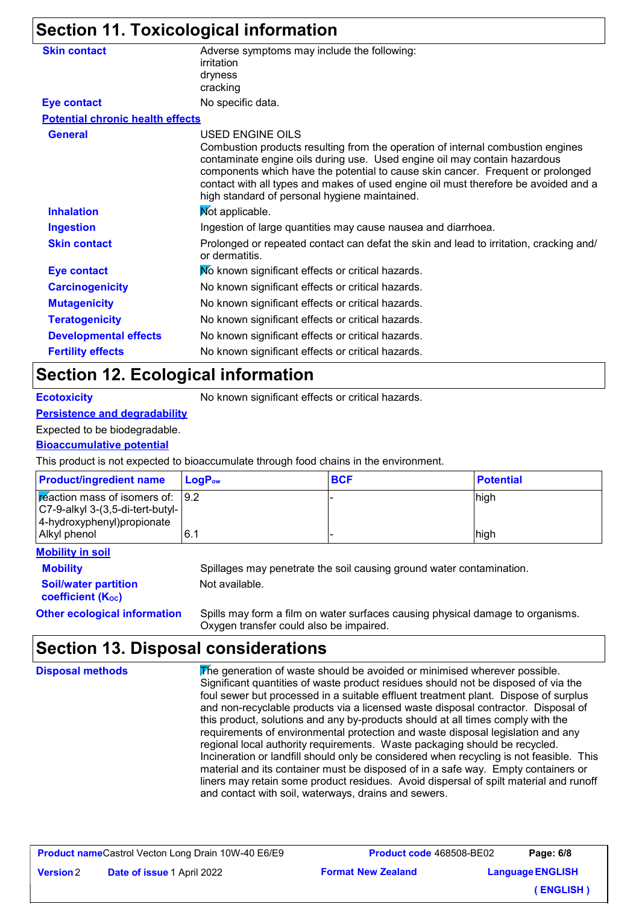## Section 11. Toxicological information

**Skin contact**
Adverse symptoms may include the following:
irritation
dryness
cracking

**Eye contact**
No specific data.

**Potential chronic health effects**

**General**
USED ENGINE OILS
Combustion products resulting from the operation of internal combustion engines contaminate engine oils during use. Used engine oil may contain hazardous components which have the potential to cause skin cancer. Frequent or prolonged contact with all types and makes of used engine oil must therefore be avoided and a high standard of personal hygiene maintained.

**Inhalation**
Not applicable.

**Ingestion**
Ingestion of large quantities may cause nausea and diarrhoea.

**Skin contact**
Prolonged or repeated contact can defat the skin and lead to irritation, cracking and/ or dermatitis.

**Eye contact**
No known significant effects or critical hazards.

**Carcinogenicity**
No known significant effects or critical hazards.

**Mutagenicity**
No known significant effects or critical hazards.

**Teratogenicity**
No known significant effects or critical hazards.

**Developmental effects**
No known significant effects or critical hazards.

**Fertility effects**
No known significant effects or critical hazards.

## Section 12. Ecological information

**Ecotoxicity**
No known significant effects or critical hazards.

**Persistence and degradability**

Expected to be biodegradable.

**Bioaccumulative potential**

This product is not expected to bioaccumulate through food chains in the environment.

| Product/ingredient name | $LogP_{ow}$ | BCF | Potential |
|---|---|---|---|
| reaction mass of isomers of: C7-9-alkyl 3-(3,5-di-tert-butyl-4-hydroxyphenyl)propionate | 9.2 | - | high |
| Alkyl phenol | 6.1 | - | high |

**Mobility in soil**

**Mobility**
Spillages may penetrate the soil causing ground water contamination.

**Soil/water partition coefficient ($K_{OC}$)**
Not available.

**Other ecological information**
Spills may form a film on water surfaces causing physical damage to organisms. Oxygen transfer could also be impaired.

## Section 13. Disposal considerations

**Disposal methods**
The generation of waste should be avoided or minimised wherever possible. Significant quantities of waste product residues should not be disposed of via the foul sewer but processed in a suitable effluent treatment plant. Dispose of surplus and non-recyclable products via a licensed waste disposal contractor. Disposal of this product, solutions and any by-products should at all times comply with the requirements of environmental protection and waste disposal legislation and any regional local authority requirements. Waste packaging should be recycled. Incineration or landfill should only be considered when recycling is not feasible. This material and its container must be disposed of in a safe way. Empty containers or liners may retain some product residues. Avoid dispersal of spilt material and runoff and contact with soil, waterways, drains and sewers.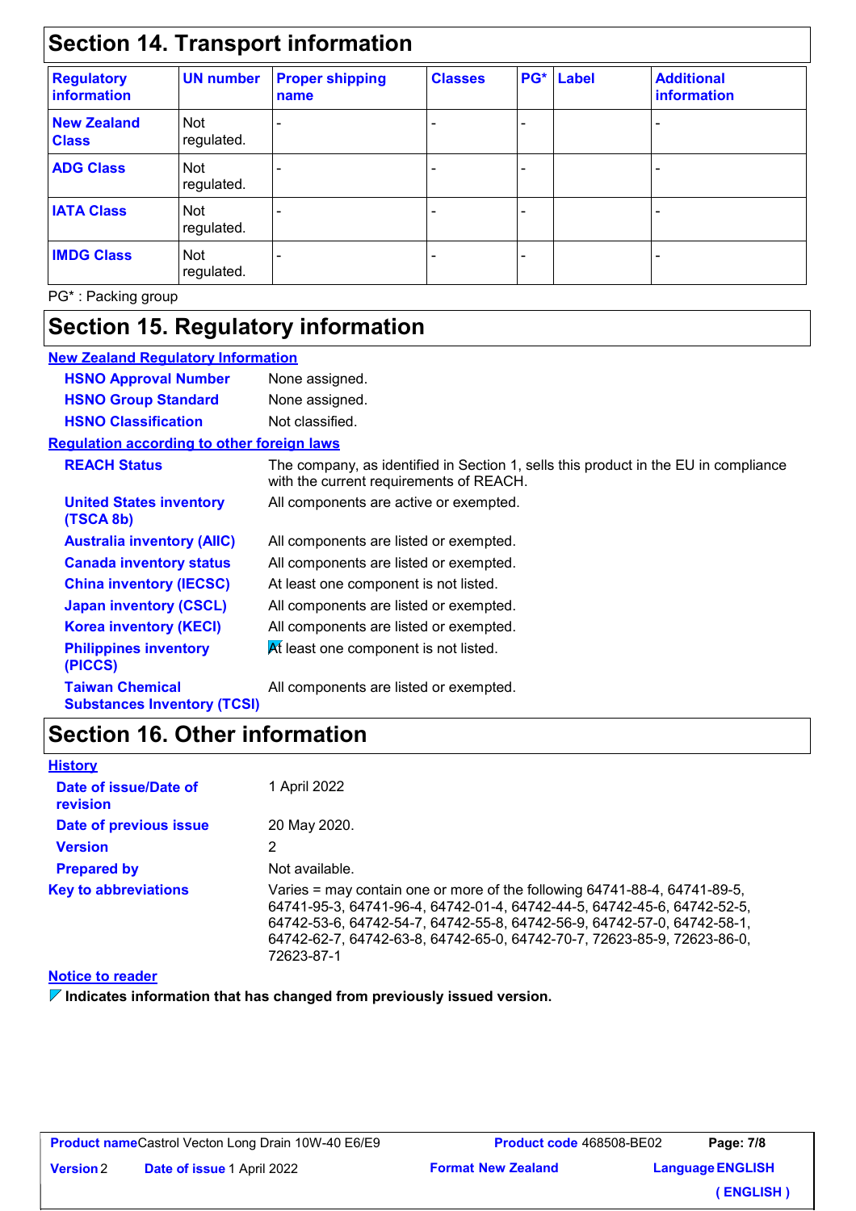## Section 14. Transport information

| Regulatory information | UN number | Proper shipping name | Classes | PG* | Label | Additional information |
|---|---|---|---|---|---|---|
| New Zealand Class | Not regulated. | - | - | - | | - |
| ADG Class | Not regulated. | - | - | - | | - |
| IATA Class | Not regulated. | - | - | - | | - |
| IMDG Class | Not regulated. | - | - | - | | - |

PG* : Packing group

## Section 15. Regulatory information

**New Zealand Regulatory Information**

**HSNO Approval Number**: None assigned.

**HSNO Group Standard**: None assigned.

**HSNO Classification**: Not classified.

**Regulation according to other foreign laws**

**REACH Status**: The company, as identified in Section 1, sells this product in the EU in compliance with the current requirements of REACH.

**United States inventory (TSCA 8b)**: All components are active or exempted.

**Australia inventory (AIIC)**: All components are listed or exempted.

**Canada inventory status**: All components are listed or exempted.

**China inventory (IECSC)**: At least one component is not listed.

**Japan inventory (CSCL)**: All components are listed or exempted.

**Korea inventory (KECI)**: All components are listed or exempted.

**Philippines inventory (PICCS)**: At least one component is not listed.

**Taiwan Chemical Substances Inventory (TCSI)**: All components are listed or exempted.

## Section 16. Other information

**History**

**Date of issue/Date of revision**: 1 April 2022

**Date of previous issue**: 20 May 2020.

**Version**: 2

**Prepared by**: Not available.

**Key to abbreviations**: Varies = may contain one or more of the following 64741-88-4, 64741-89-5, 64741-95-3, 64741-96-4, 64742-01-4, 64742-44-5, 64742-45-6, 64742-52-5, 64742-53-6, 64742-54-7, 64742-55-8, 64742-56-9, 64742-57-0, 64742-58-1, 64742-62-7, 64742-63-8, 64742-65-0, 64742-70-7, 72623-85-9, 72623-86-0, 72623-87-1

**Notice to reader**

**Indicates information that has changed from previously issued version.**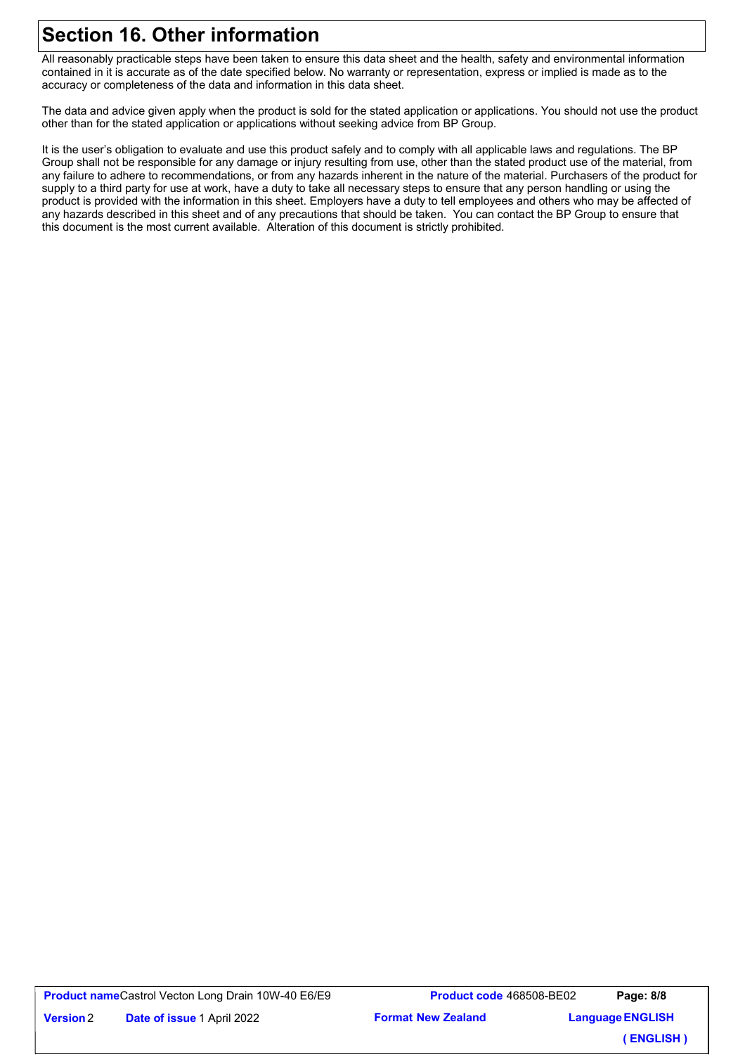## Section 16. Other information

All reasonably practicable steps have been taken to ensure this data sheet and the health, safety and environmental information contained in it is accurate as of the date specified below. No warranty or representation, express or implied is made as to the accuracy or completeness of the data and information in this data sheet.

The data and advice given apply when the product is sold for the stated application or applications. You should not use the product other than for the stated application or applications without seeking advice from BP Group.

It is the user's obligation to evaluate and use this product safely and to comply with all applicable laws and regulations. The BP Group shall not be responsible for any damage or injury resulting from use, other than the stated product use of the material, from any failure to adhere to recommendations, or from any hazards inherent in the nature of the material. Purchasers of the product for supply to a third party for use at work, have a duty to take all necessary steps to ensure that any person handling or using the product is provided with the information in this sheet. Employers have a duty to tell employees and others who may be affected of any hazards described in this sheet and of any precautions that should be taken. You can contact the BP Group to ensure that this document is the most current available. Alteration of this document is strictly prohibited.